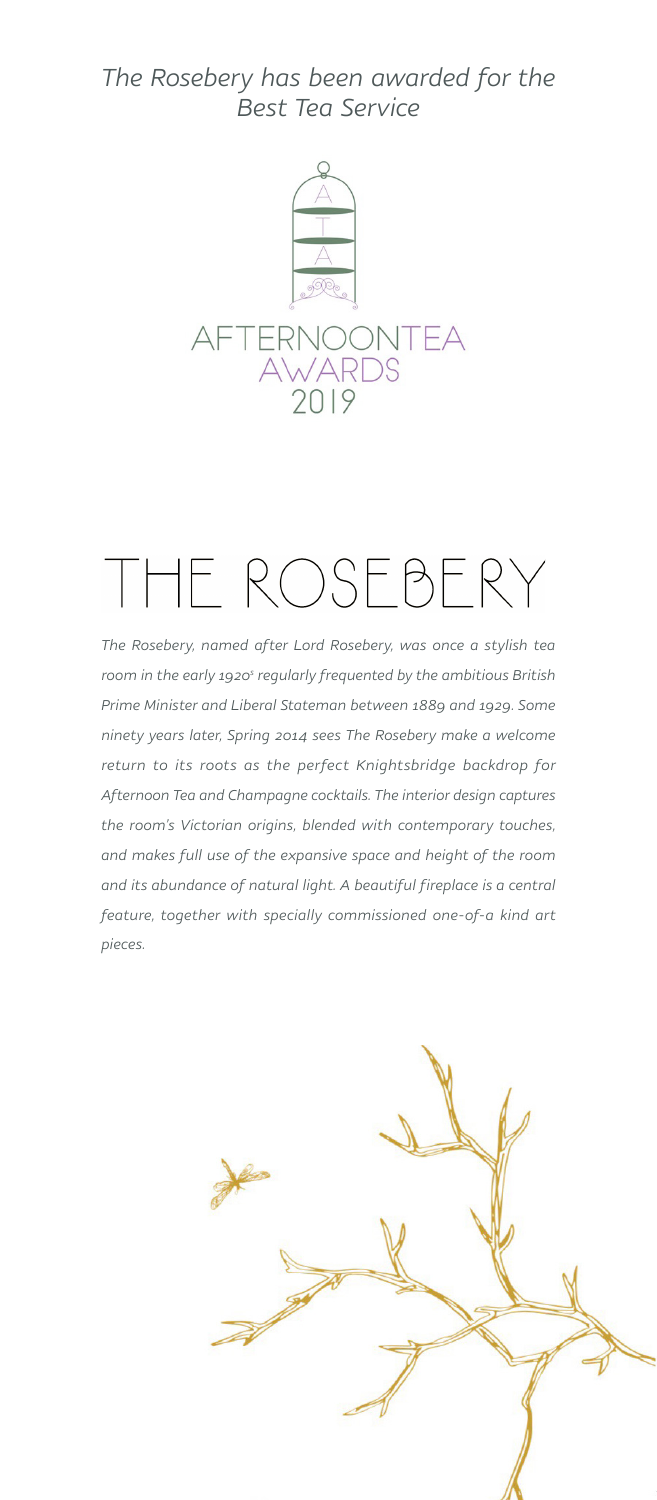*The Rosebery has been awarded for the Best Tea Service*

AFTERNOONTEA AWARDS 2019

# THE ROSEBERY

*The Rosebery, named after Lord Rosebery, was once a stylish tea room in the early 1920s regularly frequented by the ambitious British Prime Minister and Liberal Stateman between 1889 and 1929. Some ninety years later, Spring 2014 sees The Rosebery make a welcome return to its roots as the perfect Knightsbridge backdrop for Afternoon Tea and Champagne cocktails. The interior design captures the room's Victorian origins, blended with contemporary touches, and makes full use of the expansive space and height of the room and its abundance of natural light. A beautiful fireplace is a central feature, together with specially commissioned one-of-a kind art pieces.*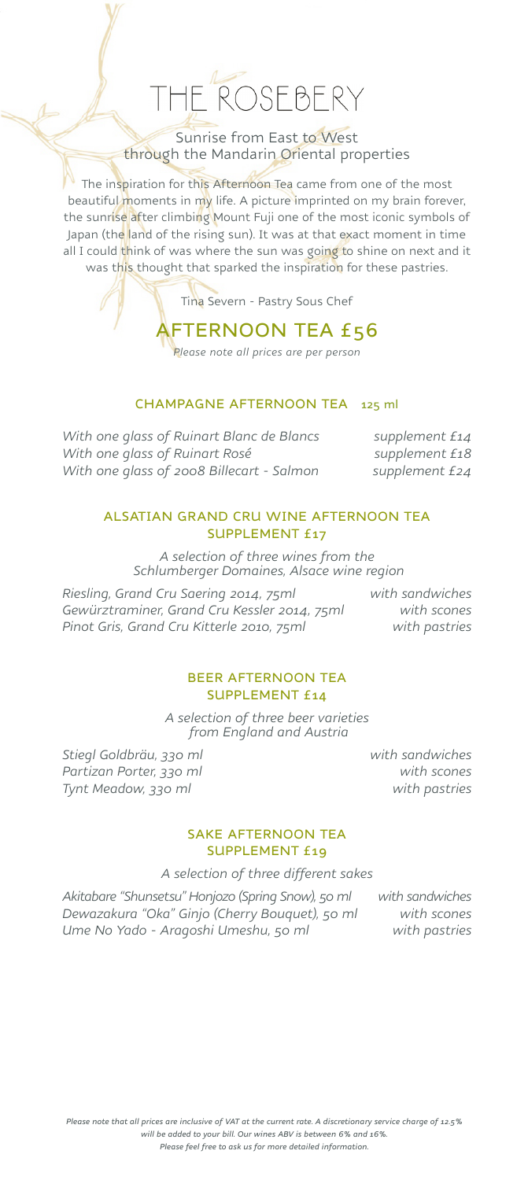# THE ROSEBERY

## Sunrise from East to West through the Mandarin Oriental properties

The inspiration for this Afternoon Tea came from one of the most beautiful moments in my life. A picture imprinted on my brain forever, the sunrise after climbing Mount Fuji one of the most iconic symbols of Japan (the land of the rising sun). It was at that exact moment in time all I could think of was where the sun was going to shine on next and it was this thought that sparked the inspiration for these pastries.

Tina Severn - Pastry Sous Chef

## AFTERNOON TEA £56

*Please note all prices are per person*

### CHAMPAGNE AFTERNOON TEA 125 ml

| | |
|---|---|
| *With one glass of Ruinart Blanc de Blancs* | *supplement £14* |
| *With one glass of Ruinart Rosé* | *supplement £18* |
| *With one glass of 2008 Billecart - Salmon* | *supplement £24* |

### ALSATIAN GRAND CRU WINE AFTERNOON TEA SUPPLEMENT £17

*A selection of three wines from the Schlumberger Domaines, Alsace wine region*

| | |
|---|---|
| *Riesling, Grand Cru Saering 2014, 75ml* | *with sandwiches* |
| *Gewürztraminer, Grand Cru Kessler 2014, 75ml* | *with scones* |
| *Pinot Gris, Grand Cru Kitterle 2010, 75ml* | *with pastries* |

### BEER AFTERNOON TEA SUPPLEMENT £14

*A selection of three beer varieties from England and Austria*

| | |
|---|---|
| *Stiegl Goldbräu, 330 ml* | *with sandwiches* |
| *Partizan Porter, 330 ml* | *with scones* |
| *Tynt Meadow, 330 ml* | *with pastries* |

### SAKE AFTERNOON TEA SUPPLEMENT £19

*A selection of three different sakes*

| | |
|---|---|
| *Akitabare "Shunsetsu" Honjozo (Spring Snow), 50 ml* | *with sandwiches* |
| *Dewazakura "Oka" Ginjo (Cherry Bouquet), 50 ml* | *with scones* |
| *Ume No Yado - Aragoshi Umeshu, 50 ml* | *with pastries* |

*Please note that all prices are inclusive of VAT at the current rate. A discretionary service charge of 12.5% will be added to your bill. Our wines ABV is between 6% and 16%. Please feel free to ask us for more detailed information.*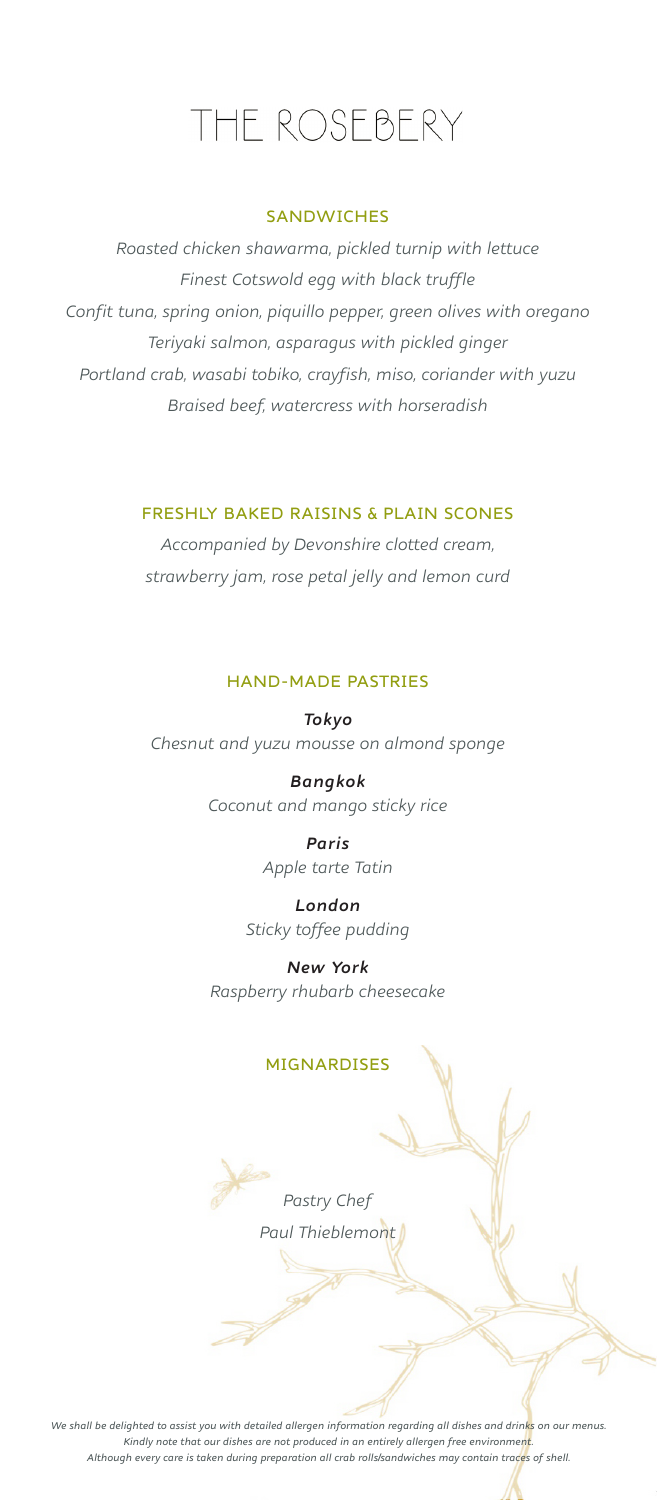# THE ROSEBERY

## SANDWICHES

*Roasted chicken shawarma, pickled turnip with lettuce*
*Finest Cotswold egg with black truffle*
*Confit tuna, spring onion, piquillo pepper, green olives with oregano*
*Teriyaki salmon, asparagus with pickled ginger*
*Portland crab, wasabi tobiko, crayfish, miso, coriander with yuzu*
*Braised beef, watercress with horseradish*

## FRESHLY BAKED RAISINS & PLAIN SCONES

*Accompanied by Devonshire clotted cream,*
*strawberry jam, rose petal jelly and lemon curd*

## HAND-MADE PASTRIES

***Tokyo***
*Chesnut and yuzu mousse on almond sponge*

***Bangkok***
*Coconut and mango sticky rice*

***Paris***
*Apple tarte Tatin*

***London***
*Sticky toffee pudding*

***New York***
*Raspberry rhubarb cheesecake*

## MIGNARDISES

*Pastry Chef*
*Paul Thieblemont*

*We shall be delighted to assist you with detailed allergen information regarding all dishes and drinks on our menus.*
*Kindly note that our dishes are not produced in an entirely allergen free environment.*
*Although every care is taken during preparation all crab rolls/sandwiches may contain traces of shell.*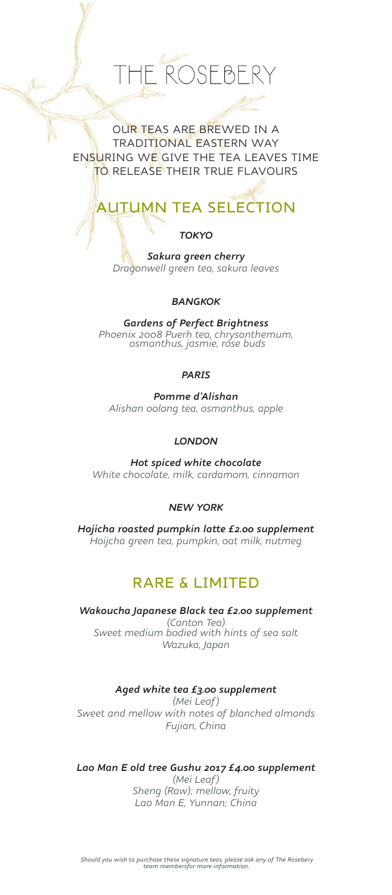# THE ROSEBERY

OUR TEAS ARE BREWED IN A TRADITIONAL EASTERN WAY ENSURING WE GIVE THE TEA LEAVES TIME TO RELEASE THEIR TRUE FLAVOURS

## AUTUMN TEA SELECTION

### *TOKYO*

***Sakura green cherry***
*Dragonwell green tea, sakura leaves*

### *BANGKOK*

***Gardens of Perfect Brightness***
*Phoenix 2008 Puerh tea, chrysanthemum, osmanthus, jasmie, rose buds*

### *PARIS*

***Pomme d'Alishan***
*Alishan oolong tea, osmanthus, apple*

### *LONDON*

***Hot spiced white chocolate***
*White chocolate, milk, cardamom, cinnamon*

### *NEW YORK*

***Hojicha roasted pumpkin latte £2.00 supplement***
*Hoijcha green tea, pumpkin, oat milk, nutmeg*

## RARE & LIMITED

***Wakoucha Japanese Black tea £2.00 supplement***
*(Canton Tea)*
*Sweet medium bodied with hints of sea salt*
*Wazuka, Japan*

***Aged white tea £3.00 supplement***
*(Mei Leaf)*
*Sweet and mellow with notes of blanched almonds*
*Fujian, China*

***Lao Man E old tree Gushu 2017 £4.00 supplement***
*(Mei Leaf)*
*Sheng (Raw); mellow, fruity*
*Lao Man E, Yunnan; China*

*Should you wish to purchase these signature teas, please ask any of The Rosebery team membersfor more information.*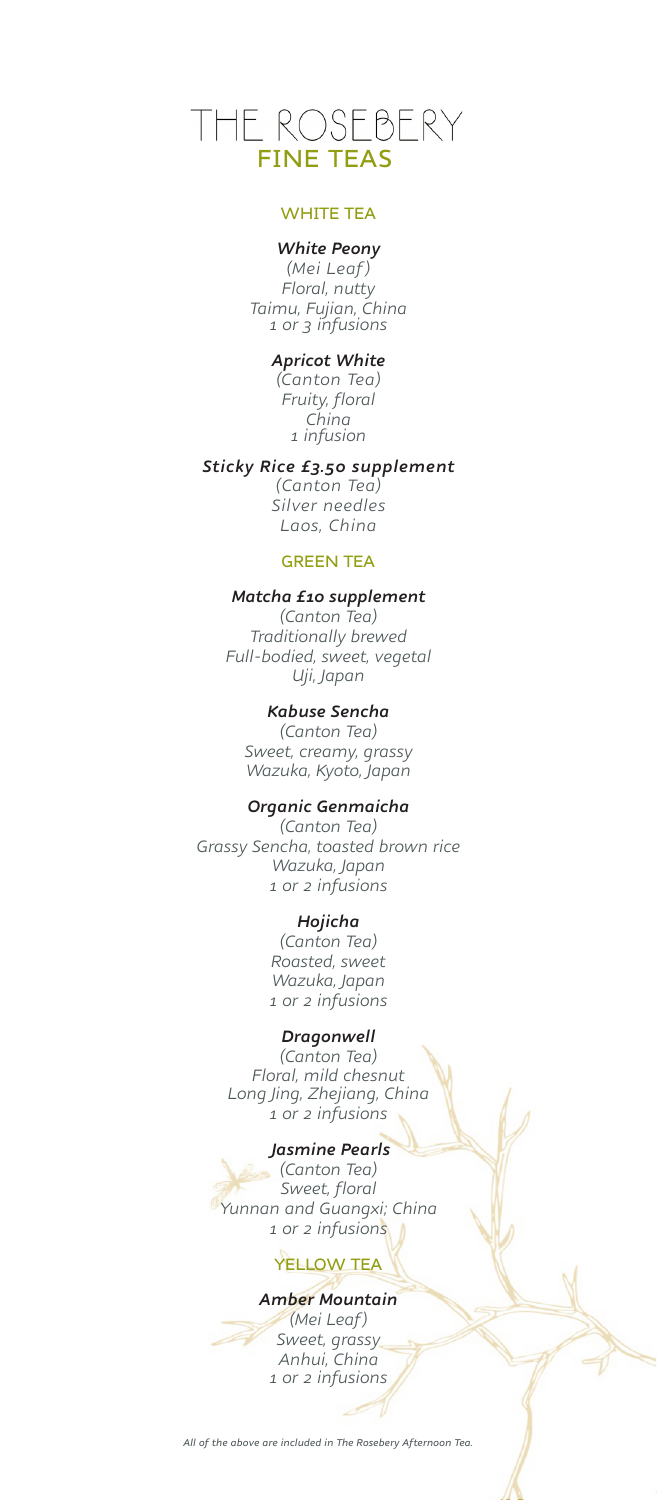# THE ROSEBERY
## FINE TEAS

### WHITE TEA

***White Peony***
*(Mei Leaf)*
*Floral, nutty*
*Taimu, Fujian, China*
*1 or 3 infusions*

***Apricot White***
*(Canton Tea)*
*Fruity, floral*
*China*
*1 infusion*

***Sticky Rice £3.50 supplement***
*(Canton Tea)*
*Silver needles*
*Laos, China*

### GREEN TEA

***Matcha £10 supplement***
*(Canton Tea)*
*Traditionally brewed*
*Full-bodied, sweet, vegetal*
*Uji, Japan*

***Kabuse Sencha***
*(Canton Tea)*
*Sweet, creamy, grassy*
*Wazuka, Kyoto, Japan*

***Organic Genmaicha***
*(Canton Tea)*
*Grassy Sencha, toasted brown rice*
*Wazuka, Japan*
*1 or 2 infusions*

***Hojicha***
*(Canton Tea)*
*Roasted, sweet*
*Wazuka, Japan*
*1 or 2 infusions*

***Dragonwell***
*(Canton Tea)*
*Floral, mild chesnut*
*Long Jing, Zhejiang, China*
*1 or 2 infusions*

***Jasmine Pearls***
*(Canton Tea)*
*Sweet, floral*
*Yunnan and Guangxi; China*
*1 or 2 infusions*

### YELLOW TEA

***Amber Mountain***
*(Mei Leaf)*
*Sweet, grassy*
*Anhui, China*
*1 or 2 infusions*

*All of the above are included in The Rosebery Afternoon Tea.*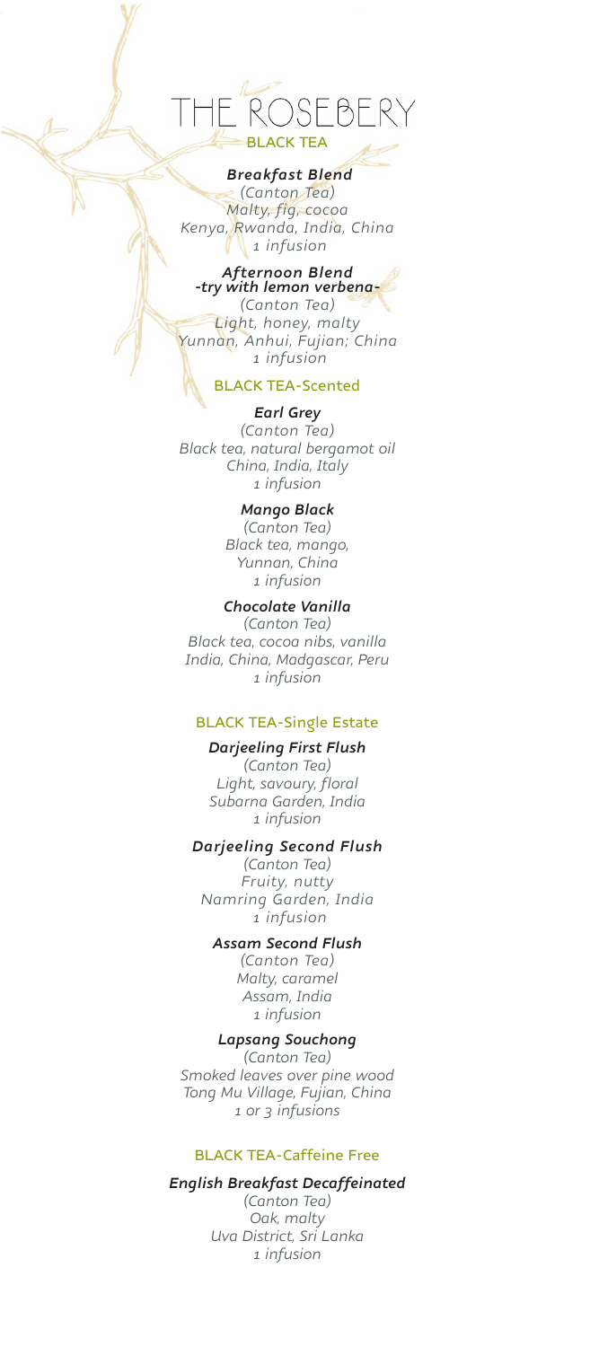# THE ROSEBERY

## BLACK TEA

***Breakfast Blend***
*(Canton Tea)*
*Malty, fig, cocoa*
*Kenya, Rwanda, India, China*
*1 infusion*

***Afternoon Blend***
***-try with lemon verbena-***
*(Canton Tea)*
*Light, honey, malty*
*Yunnan, Anhui, Fujian; China*
*1 infusion*

## BLACK TEA-Scented

***Earl Grey***
*(Canton Tea)*
*Black tea, natural bergamot oil*
*China, India, Italy*
*1 infusion*

***Mango Black***
*(Canton Tea)*
*Black tea, mango,*
*Yunnan, China*
*1 infusion*

***Chocolate Vanilla***
*(Canton Tea)*
*Black tea, cocoa nibs, vanilla*
*India, China, Madgascar, Peru*
*1 infusion*

## BLACK TEA-Single Estate

***Darjeeling First Flush***
*(Canton Tea)*
*Light, savoury, floral*
*Subarna Garden, India*
*1 infusion*

***Darjeeling Second Flush***
*(Canton Tea)*
*Fruity, nutty*
*Namring Garden, India*
*1 infusion*

***Assam Second Flush***
*(Canton Tea)*
*Malty, caramel*
*Assam, India*
*1 infusion*

***Lapsang Souchong***
*(Canton Tea)*
*Smoked leaves over pine wood*
*Tong Mu Village, Fujian, China*
*1 or 3 infusions*

## BLACK TEA-Caffeine Free

***English Breakfast Decaffeinated***
*(Canton Tea)*
*Oak, malty*
*Uva District, Sri Lanka*
*1 infusion*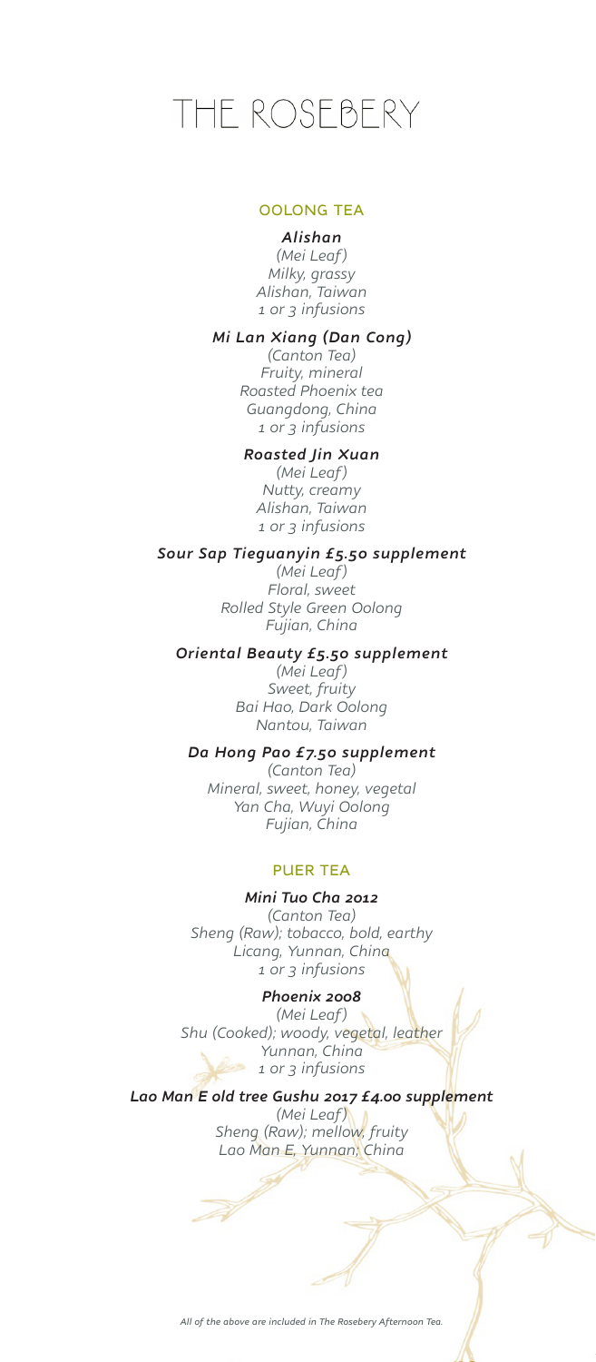# THE ROSEBERY

## OOLONG TEA

***Alishan***
*(Mei Leaf)*
*Milky, grassy*
*Alishan, Taiwan*
*1 or 3 infusions*

***Mi Lan Xiang (Dan Cong)***
*(Canton Tea)*
*Fruity, mineral*
*Roasted Phoenix tea*
*Guangdong, China*
*1 or 3 infusions*

***Roasted Jin Xuan***
*(Mei Leaf)*
*Nutty, creamy*
*Alishan, Taiwan*
*1 or 3 infusions*

***Sour Sap Tieguanyin £5.50 supplement***
*(Mei Leaf)*
*Floral, sweet*
*Rolled Style Green Oolong*
*Fujian, China*

***Oriental Beauty £5.50 supplement***
*(Mei Leaf)*
*Sweet, fruity*
*Bai Hao, Dark Oolong*
*Nantou, Taiwan*

***Da Hong Pao £7.50 supplement***
*(Canton Tea)*
*Mineral, sweet, honey, vegetal*
*Yan Cha, Wuyi Oolong*
*Fujian, China*

## PUER TEA

***Mini Tuo Cha 2012***
*(Canton Tea)*
*Sheng (Raw); tobacco, bold, earthy*
*Licang, Yunnan, China*
*1 or 3 infusions*

***Phoenix 2008***
*(Mei Leaf)*
*Shu (Cooked); woody, vegetal, leather*
*Yunnan, China*
*1 or 3 infusions*

***Lao Man E old tree Gushu 2017 £4.00 supplement***
*(Mei Leaf)*
*Sheng (Raw); mellow, fruity*
*Lao Man E, Yunnan, China*

*All of the above are included in The Rosebery Afternoon Tea.*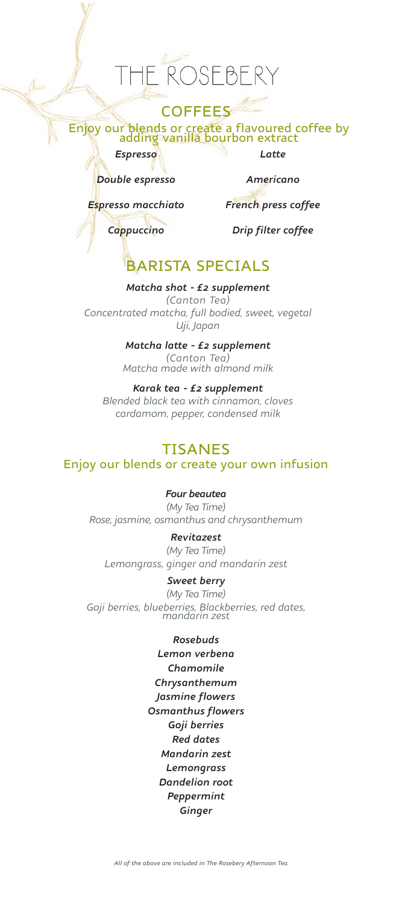# THE ROSEBERY

## COFFEES

Enjoy our blends or create a flavoured coffee by adding vanilla bourbon extract

*Espresso*

*Double espresso*

*Espresso macchiato*

*Cappuccino*

*Latte*

*Americano*

*French press coffee*

*Drip filter coffee*

## BARISTA SPECIALS

***Matcha shot - £2 supplement***
*(Canton Tea)*
*Concentrated matcha, full bodied, sweet, vegetal*
*Uji, Japan*

***Matcha latte - £2 supplement***
*(Canton Tea)*
*Matcha made with almond milk*

***Karak tea - £2 supplement***
*Blended black tea with cinnamon, cloves*
*cardamom, pepper, condensed milk*

## TISANES

Enjoy our blends or create your own infusion

***Four beautea***
*(My Tea Time)*
*Rose, jasmine, osmanthus and chrysanthemum*

***Revitazest***
*(My Tea Time)*
*Lemongrass, ginger and mandarin zest*

***Sweet berry***
*(My Tea Time)*
*Goji berries, blueberries, Blackberries, red dates, mandarin zest*

*Rosebuds*
*Lemon verbena*
*Chamomile*
*Chrysanthemum*
*Jasmine flowers*
*Osmanthus flowers*
*Goji berries*
*Red dates*
*Mandarin zest*
*Lemongrass*
*Dandelion root*
*Peppermint*
*Ginger*

*All of the above are included in The Rosebery Afternoon Tea.*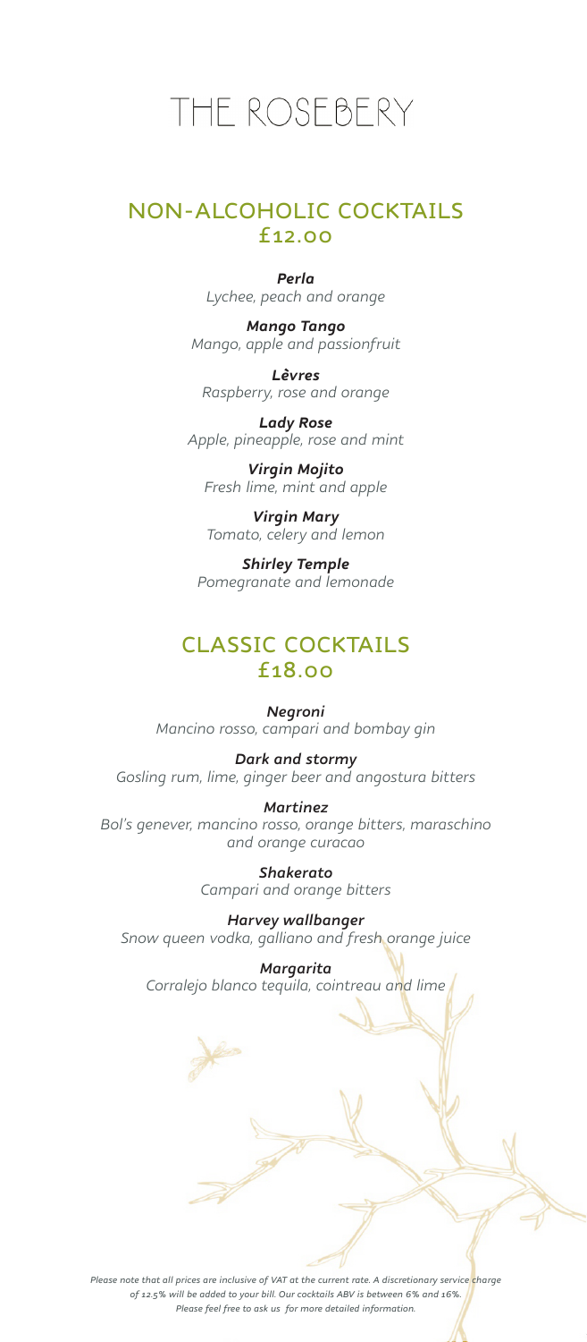# THE ROSEBERY

## NON-ALCOHOLIC COCKTAILS
## £12.00

***Perla***
*Lychee, peach and orange*

***Mango Tango***
*Mango, apple and passionfruit*

***Lèvres***
*Raspberry, rose and orange*

***Lady Rose***
*Apple, pineapple, rose and mint*

***Virgin Mojito***
*Fresh lime, mint and apple*

***Virgin Mary***
*Tomato, celery and lemon*

***Shirley Temple***
*Pomegranate and lemonade*

## CLASSIC COCKTAILS
## £18.00

***Negroni***
*Mancino rosso, campari and bombay gin*

***Dark and stormy***
*Gosling rum, lime, ginger beer and angostura bitters*

***Martinez***
*Bol's genever, mancino rosso, orange bitters, maraschino and orange curacao*

***Shakerato***
*Campari and orange bitters*

***Harvey wallbanger***
*Snow queen vodka, galliano and fresh orange juice*

***Margarita***
*Corralejo blanco tequila, cointreau and lime*

*Please note that all prices are inclusive of VAT at the current rate. A discretionary service charge of 12.5% will be added to your bill. Our cocktails ABV is between 6% and 16%. Please feel free to ask us for more detailed information.*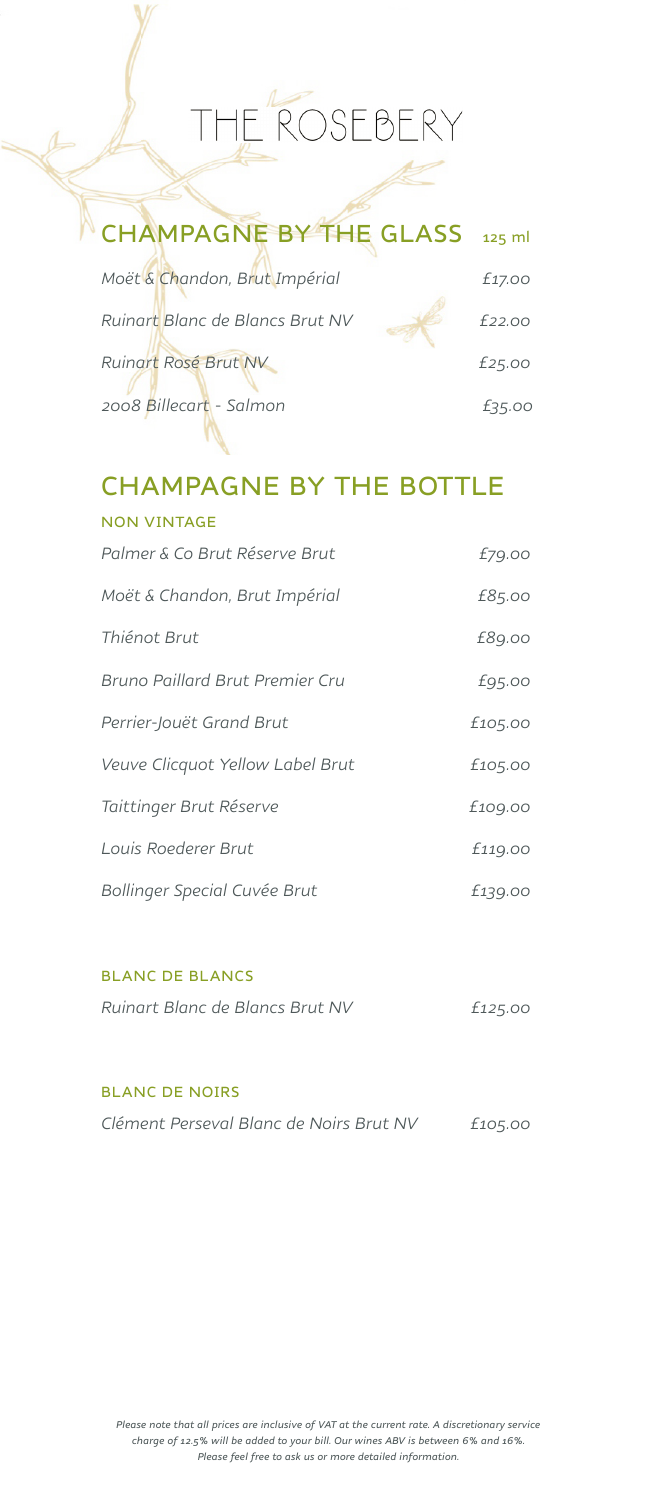# THE ROSEBERY

## CHAMPAGNE BY THE GLASS

| | 125 ml |
|---|---|
| *Moët & Chandon, Brut Impérial* | *£17.00* |
| *Ruinart Blanc de Blancs Brut NV* | *£22.00* |
| *Ruinart Rosé Brut NV* | *£25.00* |
| *2008 Billecart - Salmon* | *£35.00* |

## CHAMPAGNE BY THE BOTTLE

### NON VINTAGE

| | |
|---|---|
| *Palmer & Co Brut Réserve Brut* | *£79.00* |
| *Moët & Chandon, Brut Impérial* | *£85.00* |
| *Thiénot Brut* | *£89.00* |
| *Bruno Paillard Brut Premier Cru* | *£95.00* |
| *Perrier-Jouët Grand Brut* | *£105.00* |
| *Veuve Clicquot Yellow Label Brut* | *£105.00* |
| *Taittinger Brut Réserve* | *£109.00* |
| *Louis Roederer Brut* | *£119.00* |
| *Bollinger Special Cuvée Brut* | *£139.00* |

### BLANC DE BLANCS

| | |
|---|---|
| *Ruinart Blanc de Blancs Brut NV* | *£125.00* |

### BLANC DE NOIRS

| | |
|---|---|
| *Clément Perseval Blanc de Noirs Brut NV* | *£105.00* |

*Please note that all prices are inclusive of VAT at the current rate. A discretionary service charge of 12.5% will be added to your bill. Our wines ABV is between 6% and 16%. Please feel free to ask us or more detailed information.*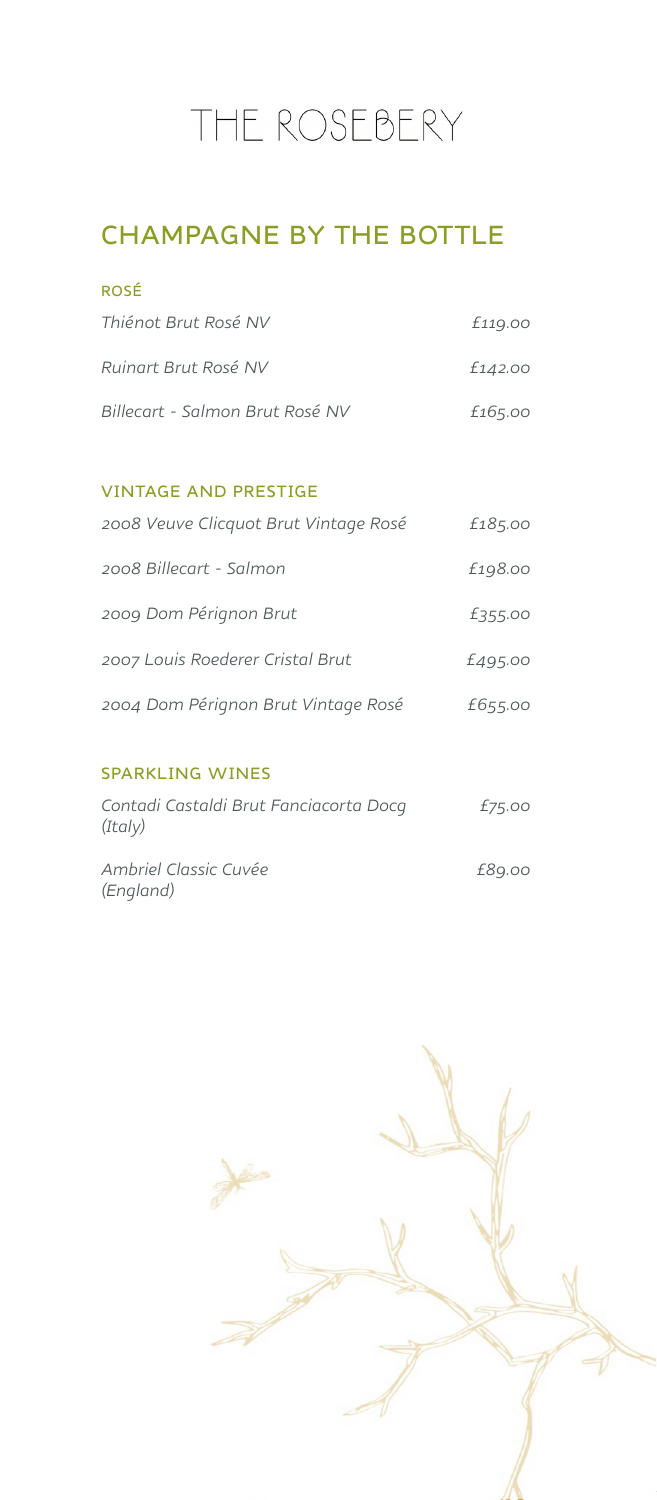# THE ROSEBERY

## CHAMPAGNE BY THE BOTTLE

### ROSÉ

| | |
|---|---|
| *Thiénot Brut Rosé NV* | *£119.00* |
| *Ruinart Brut Rosé NV* | *£142.00* |
| *Billecart - Salmon Brut Rosé NV* | *£165.00* |

### VINTAGE AND PRESTIGE

| | |
|---|---|
| *2008 Veuve Clicquot Brut Vintage Rosé* | *£185.00* |
| *2008 Billecart - Salmon* | *£198.00* |
| *2009 Dom Pérignon Brut* | *£355.00* |
| *2007 Louis Roederer Cristal Brut* | *£495.00* |
| *2004 Dom Pérignon Brut Vintage Rosé* | *£655.00* |

### SPARKLING WINES

| | |
|---|---|
| *Contadi Castaldi Brut Fanciacorta Docg (Italy)* | *£75.00* |
| *Ambriel Classic Cuvée (England)* | *£89.00* |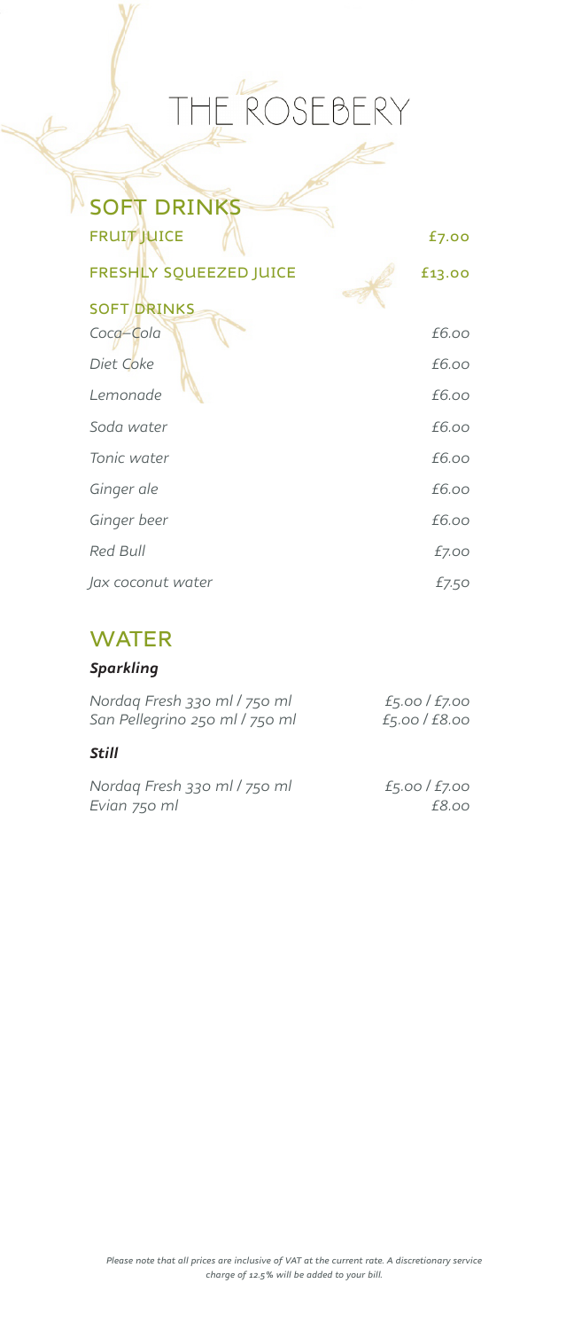# THE ROSEBERY

## SOFT DRINKS

| | |
|---|---|
| FRUIT JUICE | £7.00 |
| FRESHLY SQUEEZED JUICE | £13.00 |

### SOFT DRINKS

| | |
|---|---|
| *Coca-Cola* | *£6.00* |
| *Diet Coke* | *£6.00* |
| *Lemonade* | *£6.00* |
| *Soda water* | *£6.00* |
| *Tonic water* | *£6.00* |
| *Ginger ale* | *£6.00* |
| *Ginger beer* | *£6.00* |
| *Red Bull* | *£7.00* |
| *Jax coconut water* | *£7.50* |

## WATER

***Sparkling***

| | |
|---|---|
| *Nordaq Fresh 330 ml / 750 ml* | *£5.00 / £7.00* |
| *San Pellegrino 250 ml / 750 ml* | *£5.00 / £8.00* |

***Still***

| | |
|---|---|
| *Nordaq Fresh 330 ml / 750 ml* | *£5.00 / £7.00* |
| *Evian 750 ml* | *£8.00* |

*Please note that all prices are inclusive of VAT at the current rate. A discretionary service charge of 12.5% will be added to your bill.*